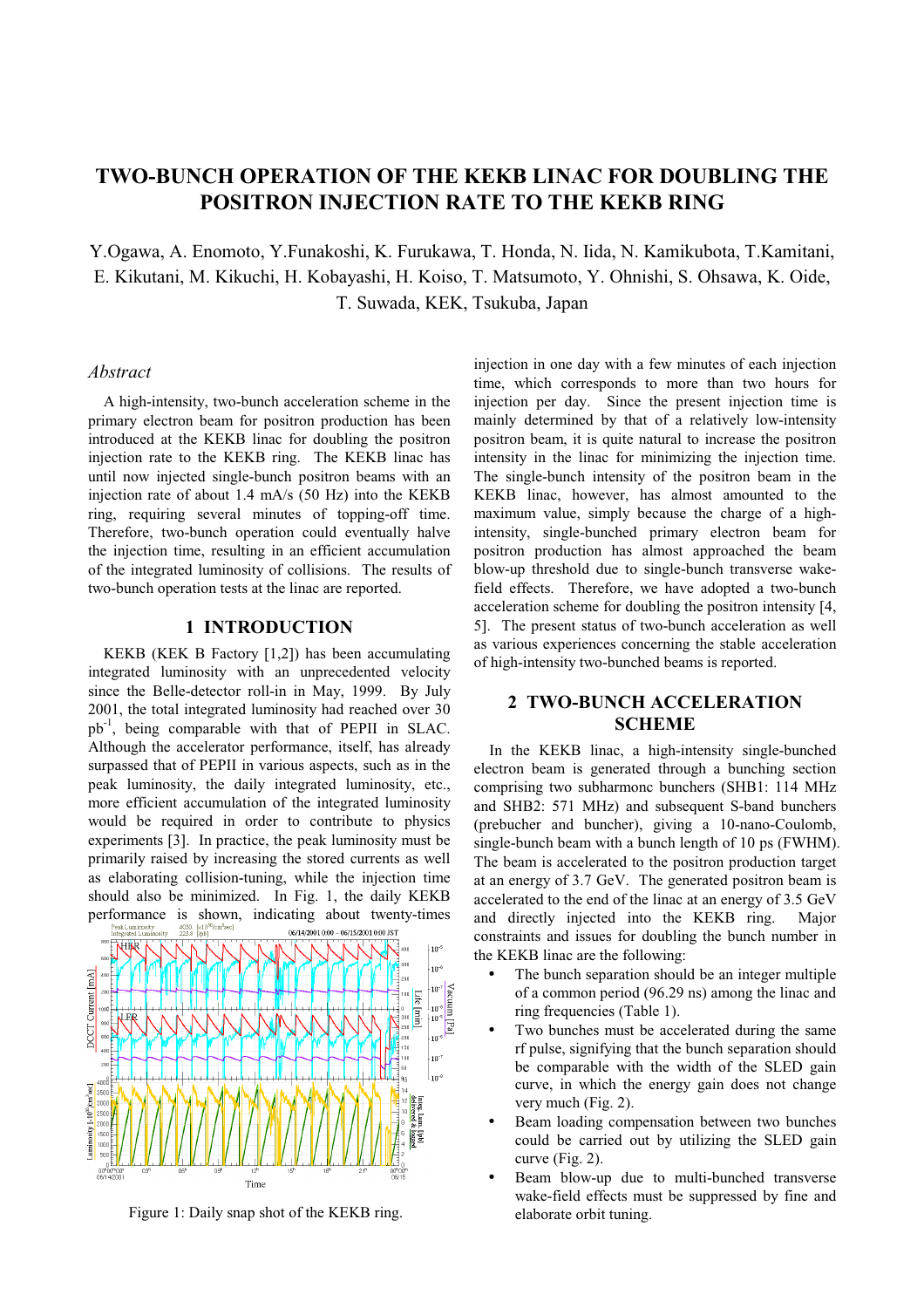// Page 1 — OCR output (Markdown)
# TWO-BUNCH OPERATION OF THE KEKB LINAC FOR DOUBLING THE POSITRON INJECTION RATE TO THE KEKB RING

Y.Ogawa, A. Enomoto, Y.Funakoshi, K. Furukawa, T. Honda, N. Iida, N. Kamikubota, T.Kamitani, E. Kikutani, M. Kikuchi, H. Kobayashi, H. Koiso, T. Matsumoto, Y. Ohnishi, S. Ohsawa, K. Oide, T. Suwada, KEK, Tsukuba, Japan

*Abstract*

A high-intensity, two-bunch acceleration scheme in the primary electron beam for positron production has been introduced at the KEKB linac for doubling the positron injection rate to the KEKB ring. The KEKB linac has until now injected single-bunch positron beams with an injection rate of about 1.4 mA/s (50 Hz) into the KEKB ring, requiring several minutes of topping-off time. Therefore, two-bunch operation could eventually halve the injection time, resulting in an efficient accumulation of the integrated luminosity of collisions. The results of two-bunch operation tests at the linac are reported.

## 1 INTRODUCTION

KEKB (KEK B Factory [1,2]) has been accumulating integrated luminosity with an unprecedented velocity since the Belle-detector roll-in in May, 1999. By July 2001, the total integrated luminosity had reached over 30 $pb^{-1}$, being comparable with that of PEPII in SLAC. Although the accelerator performance, itself, has already surpassed that of PEPII in various aspects, such as in the peak luminosity, the daily integrated luminosity, etc., more efficient accumulation of the integrated luminosity would be required in order to contribute to physics experiments [3]. In practice, the peak luminosity must be primarily raised by increasing the stored currents as well as elaborating collision-tuning, while the injection time should also be minimized. In Fig. 1, the daily KEKB performance is shown, indicating about twenty-times injection in one day with a few minutes of each injection time, which corresponds to more than two hours for injection per day. Since the present injection time is mainly determined by that of a relatively low-intensity positron beam, it is quite natural to increase the positron intensity in the linac for minimizing the injection time. The single-bunch intensity of the positron beam in the KEKB linac, however, has almost amounted to the maximum value, simply because the charge of a high-intensity, single-bunched primary electron beam for positron production has almost approached the beam blow-up threshold due to single-bunch transverse wake-field effects. Therefore, we have adopted a two-bunch acceleration scheme for doubling the positron intensity [4, 5]. The present status of two-bunch acceleration as well as various experiences concerning the stable acceleration of high-intensity two-bunched beams is reported.

Figure 1: Daily snap shot of the KEKB ring.

## 2 TWO-BUNCH ACCELERATION SCHEME

In the KEKB linac, a high-intensity single-bunched electron beam is generated through a bunching section comprising two subharmonic bunchers (SHB1: 114 MHz and SHB2: 571 MHz) and subsequent S-band bunchers (prebucher and buncher), giving a 10-nano-Coulomb, single-bunch beam with a bunch length of 10 ps (FWHM). The beam is accelerated to the positron production target at an energy of 3.7 GeV. The generated positron beam is accelerated to the end of the linac at an energy of 3.5 GeV and directly injected into the KEKB ring. Major constraints and issues for doubling the bunch number in the KEKB linac are the following:

- The bunch separation should be an integer multiple of a common period (96.29 ns) among the linac and ring frequencies (Table 1).
- Two bunches must be accelerated during the same rf pulse, signifying that the bunch separation should be comparable with the width of the SLED gain curve, in which the energy gain does not change very much (Fig. 2).
- Beam loading compensation between two bunches could be carried out by utilizing the SLED gain curve (Fig. 2).
- Beam blow-up due to multi-bunched transverse wake-field effects must be suppressed by fine and elaborate orbit tuning.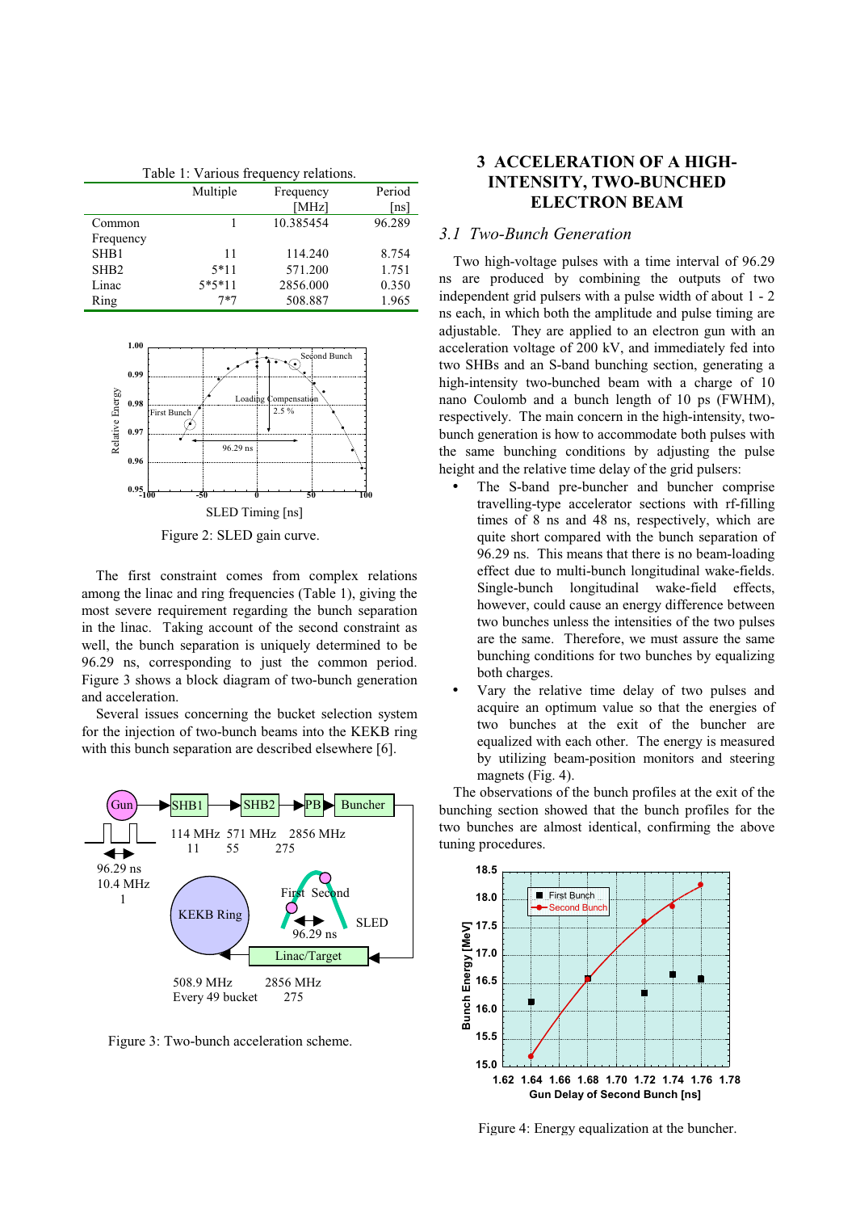Table 1: Various frequency relations.

| | Multiple | Frequency [MHz] | Period [ns] |
|---|---|---|---|
| Common Frequency | 1 | 10.385454 | 96.289 |
| SHB1 | 11 | 114.240 | 8.754 |
| SHB2 | 5*11 | 571.200 | 1.751 |
| Linac | 5*5*11 | 2856.000 | 0.350 |
| Ring | 7*7 | 508.887 | 1.965 |

Figure 2: SLED gain curve.

The first constraint comes from complex relations among the linac and ring frequencies (Table 1), giving the most severe requirement regarding the bunch separation in the linac. Taking account of the second constraint as well, the bunch separation is uniquely determined to be 96.29 ns, corresponding to just the common period. Figure 3 shows a block diagram of two-bunch generation and acceleration.

Several issues concerning the bucket selection system for the injection of two-bunch beams into the KEKB ring with this bunch separation are described elsewhere [6].

Figure 3: Two-bunch acceleration scheme.

# 3 ACCELERATION OF A HIGH-INTENSITY, TWO-BUNCHED ELECTRON BEAM

## 3.1 Two-Bunch Generation

Two high-voltage pulses with a time interval of 96.29 ns are produced by combining the outputs of two independent grid pulsers with a pulse width of about 1 - 2 ns each, in which both the amplitude and pulse timing are adjustable. They are applied to an electron gun with an acceleration voltage of 200 kV, and immediately fed into two SHBs and an S-band bunching section, generating a high-intensity two-bunched beam with a charge of 10 nano Coulomb and a bunch length of 10 ps (FWHM), respectively. The main concern in the high-intensity, two-bunch generation is how to accommodate both pulses with the same bunching conditions by adjusting the pulse height and the relative time delay of the grid pulsers:

- The S-band pre-buncher and buncher comprise travelling-type accelerator sections with rf-filling times of 8 ns and 48 ns, respectively, which are quite short compared with the bunch separation of 96.29 ns. This means that there is no beam-loading effect due to multi-bunch longitudinal wake-fields. Single-bunch longitudinal wake-field effects, however, could cause an energy difference between two bunches unless the intensities of the two pulses are the same. Therefore, we must assure the same bunching conditions for two bunches by equalizing both charges.
- Vary the relative time delay of two pulses and acquire an optimum value so that the energies of two bunches at the exit of the buncher are equalized with each other. The energy is measured by utilizing beam-position monitors and steering magnets (Fig. 4).

The observations of the bunch profiles at the exit of the bunching section showed that the bunch profiles for the two bunches are almost identical, confirming the above tuning procedures.

Figure 4: Energy equalization at the buncher.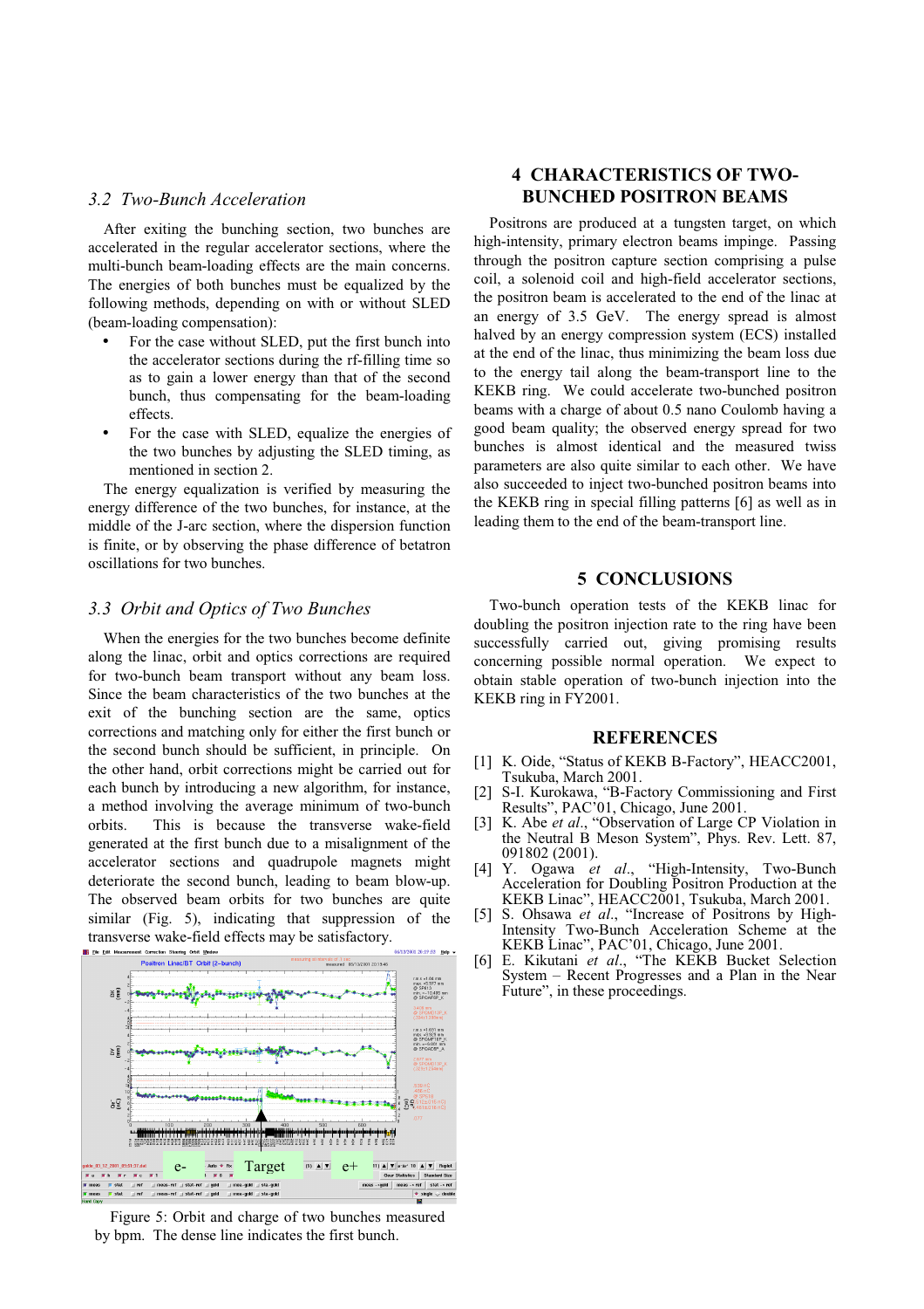### 3.2 Two-Bunch Acceleration

After exiting the bunching section, two bunches are accelerated in the regular accelerator sections, where the multi-bunch beam-loading effects are the main concerns. The energies of both bunches must be equalized by the following methods, depending on with or without SLED (beam-loading compensation):

- For the case without SLED, put the first bunch into the accelerator sections during the rf-filling time so as to gain a lower energy than that of the second bunch, thus compensating for the beam-loading effects.
- For the case with SLED, equalize the energies of the two bunches by adjusting the SLED timing, as mentioned in section 2.

The energy equalization is verified by measuring the energy difference of the two bunches, for instance, at the middle of the J-arc section, where the dispersion function is finite, or by observing the phase difference of betatron oscillations for two bunches.

### 3.3 Orbit and Optics of Two Bunches

When the energies for the two bunches become definite along the linac, orbit and optics corrections are required for two-bunch beam transport without any beam loss. Since the beam characteristics of the two bunches at the exit of the bunching section are the same, optics corrections and matching only for either the first bunch or the second bunch should be sufficient, in principle. On the other hand, orbit corrections might be carried out for each bunch by introducing a new algorithm, for instance, a method involving the average minimum of two-bunch orbits. This is because the transverse wake-field generated at the first bunch due to a misalignment of the accelerator sections and quadrupole magnets might deteriorate the second bunch, leading to beam blow-up. The observed beam orbits for two bunches are quite similar (Fig. 5), indicating that suppression of the transverse wake-field effects may be satisfactory.

e-
Target
e+

Figure 5: Orbit and charge of two bunches measured by bpm. The dense line indicates the first bunch.

## 4 CHARACTERISTICS OF TWO-BUNCHED POSITRON BEAMS

Positrons are produced at a tungsten target, on which high-intensity, primary electron beams impinge. Passing through the positron capture section comprising a pulse coil, a solenoid coil and high-field accelerator sections, the positron beam is accelerated to the end of the linac at an energy of 3.5 GeV. The energy spread is almost halved by an energy compression system (ECS) installed at the end of the linac, thus minimizing the beam loss due to the energy tail along the beam-transport line to the KEKB ring. We could accelerate two-bunched positron beams with a charge of about 0.5 nano Coulomb having a good beam quality; the observed energy spread for two bunches is almost identical and the measured twiss parameters are also quite similar to each other. We have also succeeded to inject two-bunched positron beams into the KEKB ring in special filling patterns [6] as well as in leading them to the end of the beam-transport line.

## 5 CONCLUSIONS

Two-bunch operation tests of the KEKB linac for doubling the positron injection rate to the ring have been successfully carried out, giving promising results concerning possible normal operation. We expect to obtain stable operation of two-bunch injection into the KEKB ring in FY2001.

## REFERENCES

[1] K. Oide, "Status of KEKB B-Factory", HEACC2001, Tsukuba, March 2001.

[2] S-I. Kurokawa, "B-Factory Commissioning and First Results", PAC'01, Chicago, June 2001.

[3] K. Abe *et al*., "Observation of Large CP Violation in the Neutral B Meson System", Phys. Rev. Lett. 87, 091802 (2001).

[4] Y. Ogawa *et al*., "High-Intensity, Two-Bunch Acceleration for Doubling Positron Production at the KEKB Linac", HEACC2001, Tsukuba, March 2001.

[5] S. Ohsawa *et al*., "Increase of Positrons by High-Intensity Two-Bunch Acceleration Scheme at the KEKB Linac", PAC'01, Chicago, June 2001.

[6] E. Kikutani *et al*., "The KEKB Bucket Selection System – Recent Progresses and a Plan in the Near Future", in these proceedings.